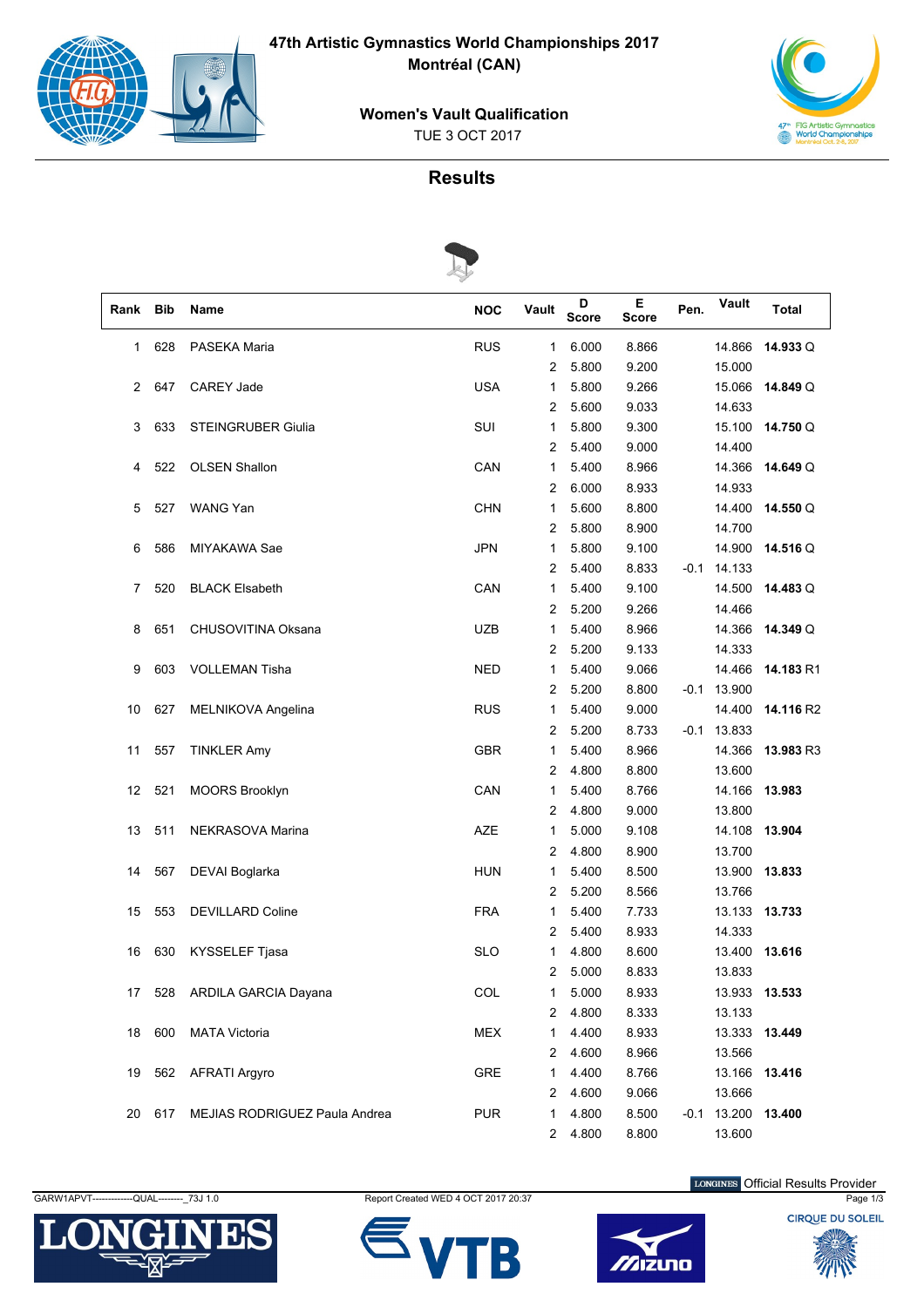# 47th Artistic Gymnastics World Championships 2017

## Montréal (CAN)

### Women's Vault Qualification

TUE 3 OCT 2017

## Results

| Rank | Bib | Name | NOC | Vault | D Score | E Score | Pen. | Vault | Total |
|---|---|---|---|---|---|---|---|---|---|
| 1 | 628 | PASEKA Maria | RUS | 1 | 6.000 | 8.866 | | 14.866 | **14.933** Q |
| | | | | 2 | 5.800 | 9.200 | | 15.000 | |
| 2 | 647 | CAREY Jade | USA | 1 | 5.800 | 9.266 | | 15.066 | **14.849** Q |
| | | | | 2 | 5.600 | 9.033 | | 14.633 | |
| 3 | 633 | STEINGRUBER Giulia | SUI | 1 | 5.800 | 9.300 | | 15.100 | **14.750** Q |
| | | | | 2 | 5.400 | 9.000 | | 14.400 | |
| 4 | 522 | OLSEN Shallon | CAN | 1 | 5.400 | 8.966 | | 14.366 | **14.649** Q |
| | | | | 2 | 6.000 | 8.933 | | 14.933 | |
| 5 | 527 | WANG Yan | CHN | 1 | 5.600 | 8.800 | | 14.400 | **14.550** Q |
| | | | | 2 | 5.800 | 8.900 | | 14.700 | |
| 6 | 586 | MIYAKAWA Sae | JPN | 1 | 5.800 | 9.100 | | 14.900 | **14.516** Q |
| | | | | 2 | 5.400 | 8.833 | -0.1 | 14.133 | |
| 7 | 520 | BLACK Elsabeth | CAN | 1 | 5.400 | 9.100 | | 14.500 | **14.483** Q |
| | | | | 2 | 5.200 | 9.266 | | 14.466 | |
| 8 | 651 | CHUSOVITINA Oksana | UZB | 1 | 5.400 | 8.966 | | 14.366 | **14.349** Q |
| | | | | 2 | 5.200 | 9.133 | | 14.333 | |
| 9 | 603 | VOLLEMAN Tisha | NED | 1 | 5.400 | 9.066 | | 14.466 | **14.183** R1 |
| | | | | 2 | 5.200 | 8.800 | -0.1 | 13.900 | |
| 10 | 627 | MELNIKOVA Angelina | RUS | 1 | 5.400 | 9.000 | | 14.400 | **14.116** R2 |
| | | | | 2 | 5.200 | 8.733 | -0.1 | 13.833 | |
| 11 | 557 | TINKLER Amy | GBR | 1 | 5.400 | 8.966 | | 14.366 | **13.983** R3 |
| | | | | 2 | 4.800 | 8.800 | | 13.600 | |
| 12 | 521 | MOORS Brooklyn | CAN | 1 | 5.400 | 8.766 | | 14.166 | **13.983** |
| | | | | 2 | 4.800 | 9.000 | | 13.800 | |
| 13 | 511 | NEKRASOVA Marina | AZE | 1 | 5.000 | 9.108 | | 14.108 | **13.904** |
| | | | | 2 | 4.800 | 8.900 | | 13.700 | |
| 14 | 567 | DEVAI Boglarka | HUN | 1 | 5.400 | 8.500 | | 13.900 | **13.833** |
| | | | | 2 | 5.200 | 8.566 | | 13.766 | |
| 15 | 553 | DEVILLARD Coline | FRA | 1 | 5.400 | 7.733 | | 13.133 | **13.733** |
| | | | | 2 | 5.400 | 8.933 | | 14.333 | |
| 16 | 630 | KYSSELEF Tjasa | SLO | 1 | 4.800 | 8.600 | | 13.400 | **13.616** |
| | | | | 2 | 5.000 | 8.833 | | 13.833 | |
| 17 | 528 | ARDILA GARCIA Dayana | COL | 1 | 5.000 | 8.933 | | 13.933 | **13.533** |
| | | | | 2 | 4.800 | 8.333 | | 13.133 | |
| 18 | 600 | MATA Victoria | MEX | 1 | 4.400 | 8.933 | | 13.333 | **13.449** |
| | | | | 2 | 4.600 | 8.966 | | 13.566 | |
| 19 | 562 | AFRATI Argyro | GRE | 1 | 4.400 | 8.766 | | 13.166 | **13.416** |
| | | | | 2 | 4.600 | 9.066 | | 13.666 | |
| 20 | 617 | MEJIAS RODRIGUEZ Paula Andrea | PUR | 1 | 4.800 | 8.500 | -0.1 | 13.200 | **13.400** |
| | | | | 2 | 4.800 | 8.800 | | 13.600 | |

GARW1APVT-------------QUAL--------_73J 1.0

Report Created WED 4 OCT 2017 20:37

LONGINES Official Results Provider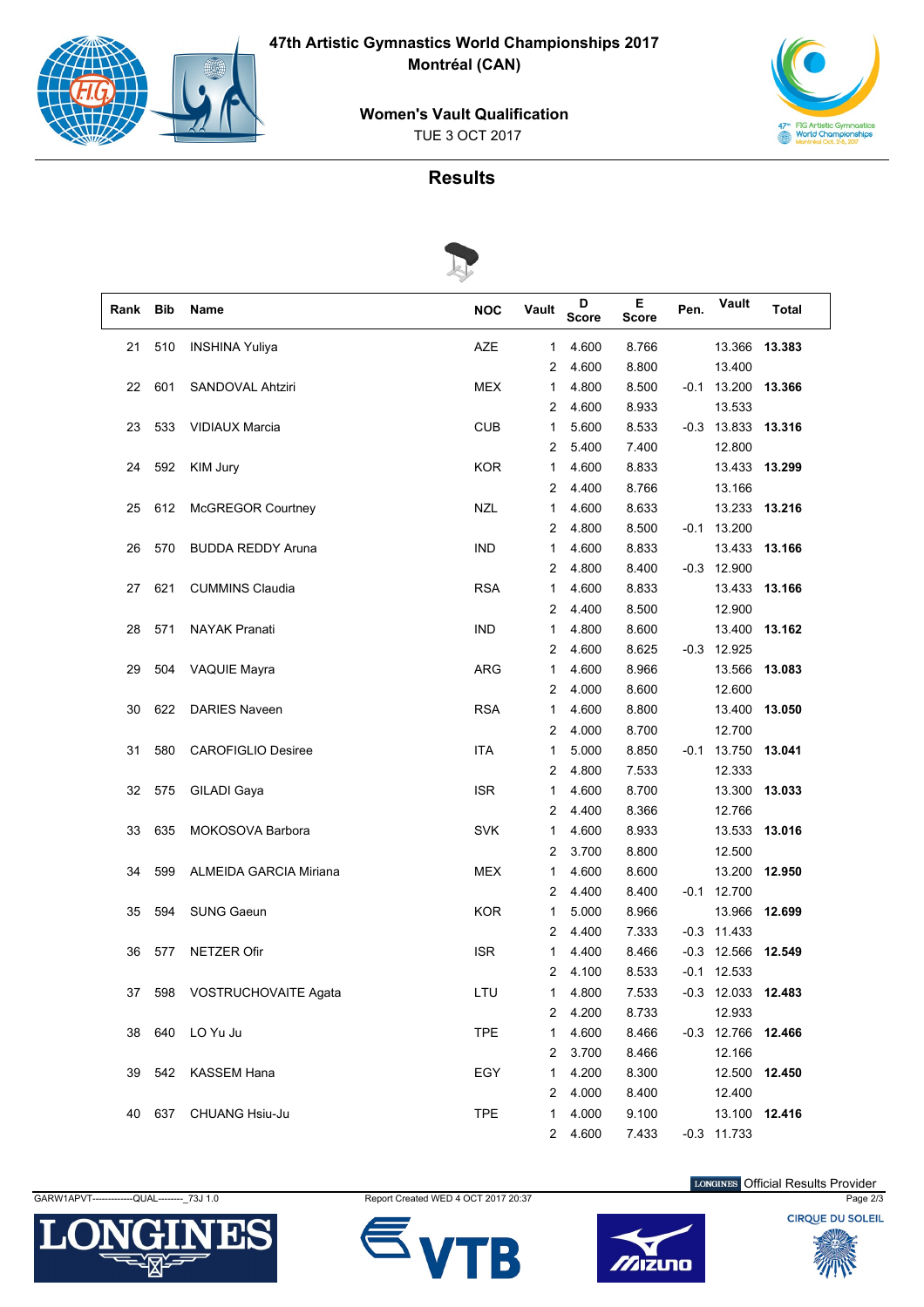# 47th Artistic Gymnastics World Championships 2017

## Montréal (CAN)

### Women's Vault Qualification

TUE 3 OCT 2017

## Results

| Rank | Bib | Name | NOC | Vault | D Score | E Score | Pen. | Vault | Total |
|---|---|---|---|---|---|---|---|---|---|
| 21 | 510 | INSHINA Yuliya | AZE | 1 | 4.600 | 8.766 | | 13.366 | **13.383** |
| | | | | 2 | 4.600 | 8.800 | | 13.400 | |
| 22 | 601 | SANDOVAL Ahtziri | MEX | 1 | 4.800 | 8.500 | -0.1 | 13.200 | **13.366** |
| | | | | 2 | 4.600 | 8.933 | | 13.533 | |
| 23 | 533 | VIDIAUX Marcia | CUB | 1 | 5.600 | 8.533 | -0.3 | 13.833 | **13.316** |
| | | | | 2 | 5.400 | 7.400 | | 12.800 | |
| 24 | 592 | KIM Jury | KOR | 1 | 4.600 | 8.833 | | 13.433 | **13.299** |
| | | | | 2 | 4.400 | 8.766 | | 13.166 | |
| 25 | 612 | McGREGOR Courtney | NZL | 1 | 4.600 | 8.633 | | 13.233 | **13.216** |
| | | | | 2 | 4.800 | 8.500 | -0.1 | 13.200 | |
| 26 | 570 | BUDDA REDDY Aruna | IND | 1 | 4.600 | 8.833 | | 13.433 | **13.166** |
| | | | | 2 | 4.800 | 8.400 | -0.3 | 12.900 | |
| 27 | 621 | CUMMINS Claudia | RSA | 1 | 4.600 | 8.833 | | 13.433 | **13.166** |
| | | | | 2 | 4.400 | 8.500 | | 12.900 | |
| 28 | 571 | NAYAK Pranati | IND | 1 | 4.800 | 8.600 | | 13.400 | **13.162** |
| | | | | 2 | 4.600 | 8.625 | -0.3 | 12.925 | |
| 29 | 504 | VAQUIE Mayra | ARG | 1 | 4.600 | 8.966 | | 13.566 | **13.083** |
| | | | | 2 | 4.000 | 8.600 | | 12.600 | |
| 30 | 622 | DARIES Naveen | RSA | 1 | 4.600 | 8.800 | | 13.400 | **13.050** |
| | | | | 2 | 4.000 | 8.700 | | 12.700 | |
| 31 | 580 | CAROFIGLIO Desiree | ITA | 1 | 5.000 | 8.850 | -0.1 | 13.750 | **13.041** |
| | | | | 2 | 4.800 | 7.533 | | 12.333 | |
| 32 | 575 | GILADI Gaya | ISR | 1 | 4.600 | 8.700 | | 13.300 | **13.033** |
| | | | | 2 | 4.400 | 8.366 | | 12.766 | |
| 33 | 635 | MOKOSOVA Barbora | SVK | 1 | 4.600 | 8.933 | | 13.533 | **13.016** |
| | | | | 2 | 3.700 | 8.800 | | 12.500 | |
| 34 | 599 | ALMEIDA GARCIA Miriana | MEX | 1 | 4.600 | 8.600 | | 13.200 | **12.950** |
| | | | | 2 | 4.400 | 8.400 | -0.1 | 12.700 | |
| 35 | 594 | SUNG Gaeun | KOR | 1 | 5.000 | 8.966 | | 13.966 | **12.699** |
| | | | | 2 | 4.400 | 7.333 | -0.3 | 11.433 | |
| 36 | 577 | NETZER Ofir | ISR | 1 | 4.400 | 8.466 | -0.3 | 12.566 | **12.549** |
| | | | | 2 | 4.100 | 8.533 | -0.1 | 12.533 | |
| 37 | 598 | VOSTRUCHOVAITE Agata | LTU | 1 | 4.800 | 7.533 | -0.3 | 12.033 | **12.483** |
| | | | | 2 | 4.200 | 8.733 | | 12.933 | |
| 38 | 640 | LO Yu Ju | TPE | 1 | 4.600 | 8.466 | -0.3 | 12.766 | **12.466** |
| | | | | 2 | 3.700 | 8.466 | | 12.166 | |
| 39 | 542 | KASSEM Hana | EGY | 1 | 4.200 | 8.300 | | 12.500 | **12.450** |
| | | | | 2 | 4.000 | 8.400 | | 12.400 | |
| 40 | 637 | CHUANG Hsiu-Ju | TPE | 1 | 4.000 | 9.100 | | 13.100 | **12.416** |
| | | | | 2 | 4.600 | 7.433 | -0.3 | 11.733 | |

GARW1APVT--------------QUAL--------_73J 1.0 Report Created WED 4 OCT 2017 20:37

LONGINES Official Results Provider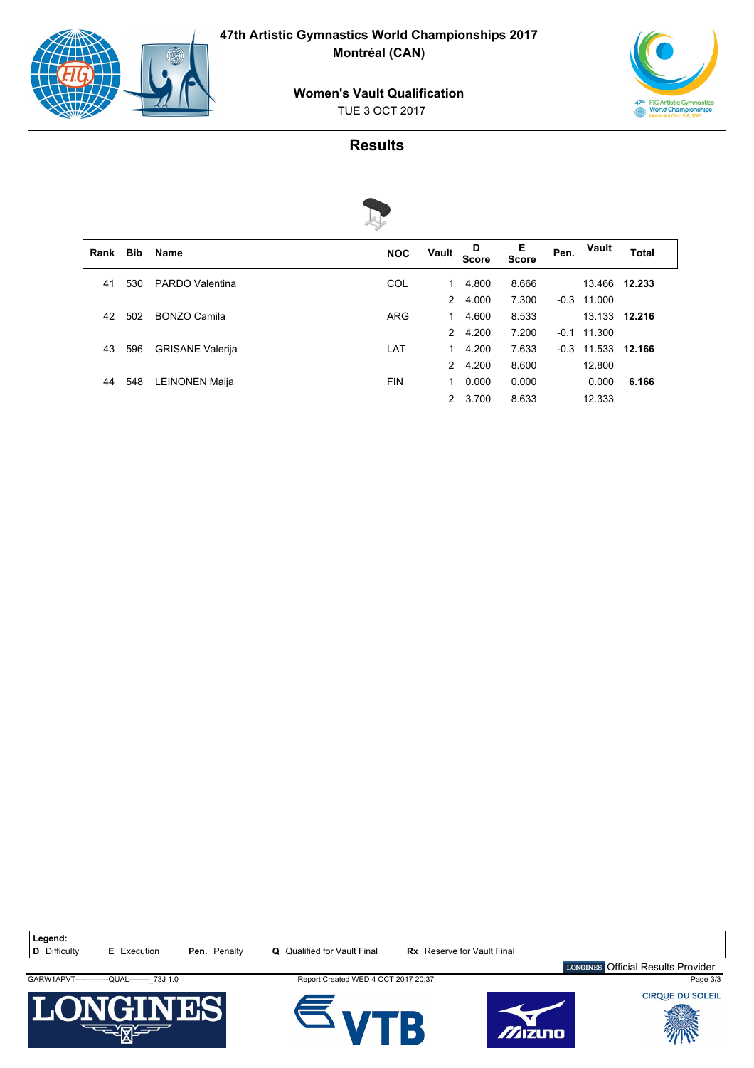# 47th Artistic Gymnastics World Championships 2017

**Montréal (CAN)**

## Women's Vault Qualification

TUE 3 OCT 2017

## Results

| Rank | Bib | Name | NOC | Vault | D Score | E Score | Pen. | Vault | Total |
|---|---|---|---|---|---|---|---|---|---|
| 41 | 530 | PARDO Valentina | COL | 1 | 4.800 | 8.666 | | 13.466 | **12.233** |
| | | | | 2 | 4.000 | 7.300 | -0.3 | 11.000 | |
| 42 | 502 | BONZO Camila | ARG | 1 | 4.600 | 8.533 | | 13.133 | **12.216** |
| | | | | 2 | 4.200 | 7.200 | -0.1 | 11.300 | |
| 43 | 596 | GRISANE Valerija | LAT | 1 | 4.200 | 7.633 | -0.3 | 11.533 | **12.166** |
| | | | | 2 | 4.200 | 8.600 | | 12.800 | |
| 44 | 548 | LEINONEN Maija | FIN | 1 | 0.000 | 0.000 | | 0.000 | **6.166** |
| | | | | 2 | 3.700 | 8.633 | | 12.333 | |

**Legend:**
**D** Difficulty **E** Execution **Pen.** Penalty **Q** Qualified for Vault Final **Rx** Reserve for Vault Final

LONGINES Official Results Provider

GARW1APVT-------------QUAL--------_73J 1.0 Report Created WED 4 OCT 2017 20:37